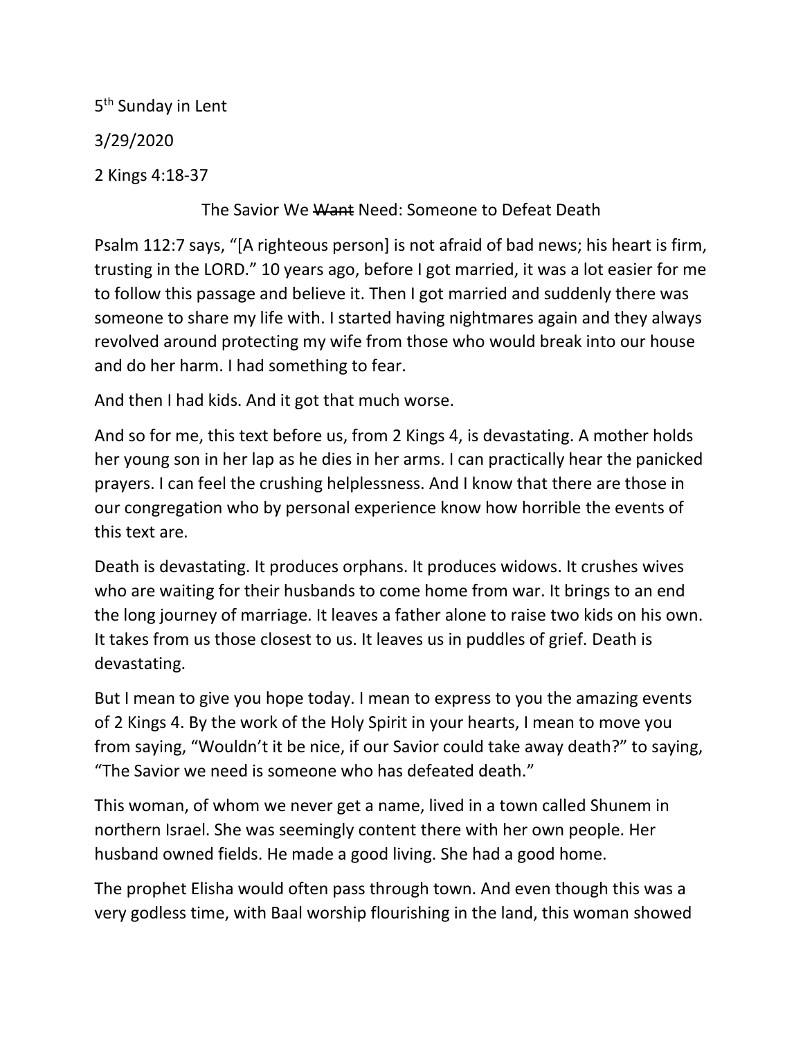5th Sunday in Lent

3/29/2020

2 Kings 4:18-37

## The Savior We ~~Want~~ Need: Someone to Defeat Death

Psalm 112:7 says, "[A righteous person] is not afraid of bad news; his heart is firm, trusting in the LORD." 10 years ago, before I got married, it was a lot easier for me to follow this passage and believe it. Then I got married and suddenly there was someone to share my life with. I started having nightmares again and they always revolved around protecting my wife from those who would break into our house and do her harm. I had something to fear.

And then I had kids. And it got that much worse.

And so for me, this text before us, from 2 Kings 4, is devastating. A mother holds her young son in her lap as he dies in her arms. I can practically hear the panicked prayers. I can feel the crushing helplessness. And I know that there are those in our congregation who by personal experience know how horrible the events of this text are.

Death is devastating. It produces orphans. It produces widows. It crushes wives who are waiting for their husbands to come home from war. It brings to an end the long journey of marriage. It leaves a father alone to raise two kids on his own. It takes from us those closest to us. It leaves us in puddles of grief. Death is devastating.

But I mean to give you hope today. I mean to express to you the amazing events of 2 Kings 4. By the work of the Holy Spirit in your hearts, I mean to move you from saying, "Wouldn't it be nice, if our Savior could take away death?" to saying, "The Savior we need is someone who has defeated death."

This woman, of whom we never get a name, lived in a town called Shunem in northern Israel. She was seemingly content there with her own people. Her husband owned fields. He made a good living. She had a good home.

The prophet Elisha would often pass through town. And even though this was a very godless time, with Baal worship flourishing in the land, this woman showed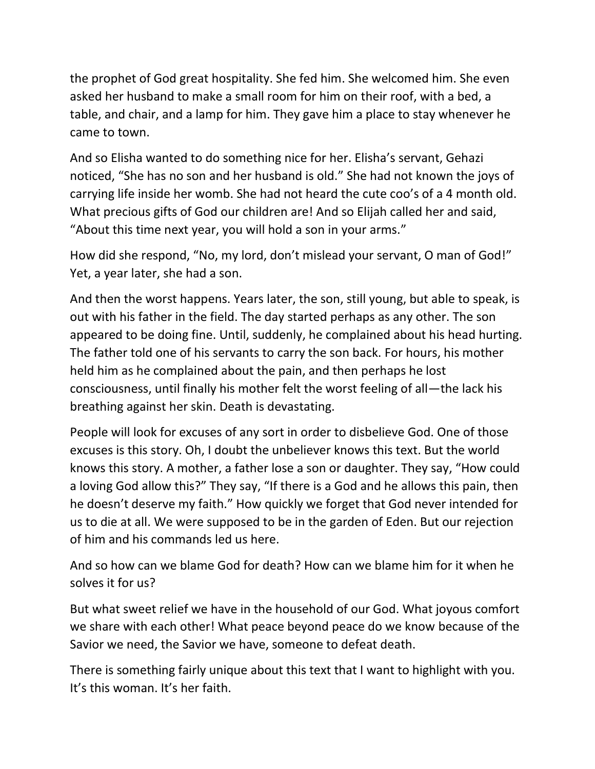the prophet of God great hospitality. She fed him. She welcomed him. She even asked her husband to make a small room for him on their roof, with a bed, a table, and chair, and a lamp for him. They gave him a place to stay whenever he came to town.

And so Elisha wanted to do something nice for her. Elisha's servant, Gehazi noticed, "She has no son and her husband is old." She had not known the joys of carrying life inside her womb. She had not heard the cute coo's of a 4 month old. What precious gifts of God our children are! And so Elijah called her and said, "About this time next year, you will hold a son in your arms."

How did she respond, "No, my lord, don't mislead your servant, O man of God!" Yet, a year later, she had a son.

And then the worst happens. Years later, the son, still young, but able to speak, is out with his father in the field. The day started perhaps as any other. The son appeared to be doing fine. Until, suddenly, he complained about his head hurting. The father told one of his servants to carry the son back. For hours, his mother held him as he complained about the pain, and then perhaps he lost consciousness, until finally his mother felt the worst feeling of all—the lack his breathing against her skin. Death is devastating.

People will look for excuses of any sort in order to disbelieve God. One of those excuses is this story. Oh, I doubt the unbeliever knows this text. But the world knows this story. A mother, a father lose a son or daughter. They say, "How could a loving God allow this?" They say, "If there is a God and he allows this pain, then he doesn't deserve my faith." How quickly we forget that God never intended for us to die at all. We were supposed to be in the garden of Eden. But our rejection of him and his commands led us here.

And so how can we blame God for death? How can we blame him for it when he solves it for us?

But what sweet relief we have in the household of our God. What joyous comfort we share with each other! What peace beyond peace do we know because of the Savior we need, the Savior we have, someone to defeat death.

There is something fairly unique about this text that I want to highlight with you. It's this woman. It's her faith.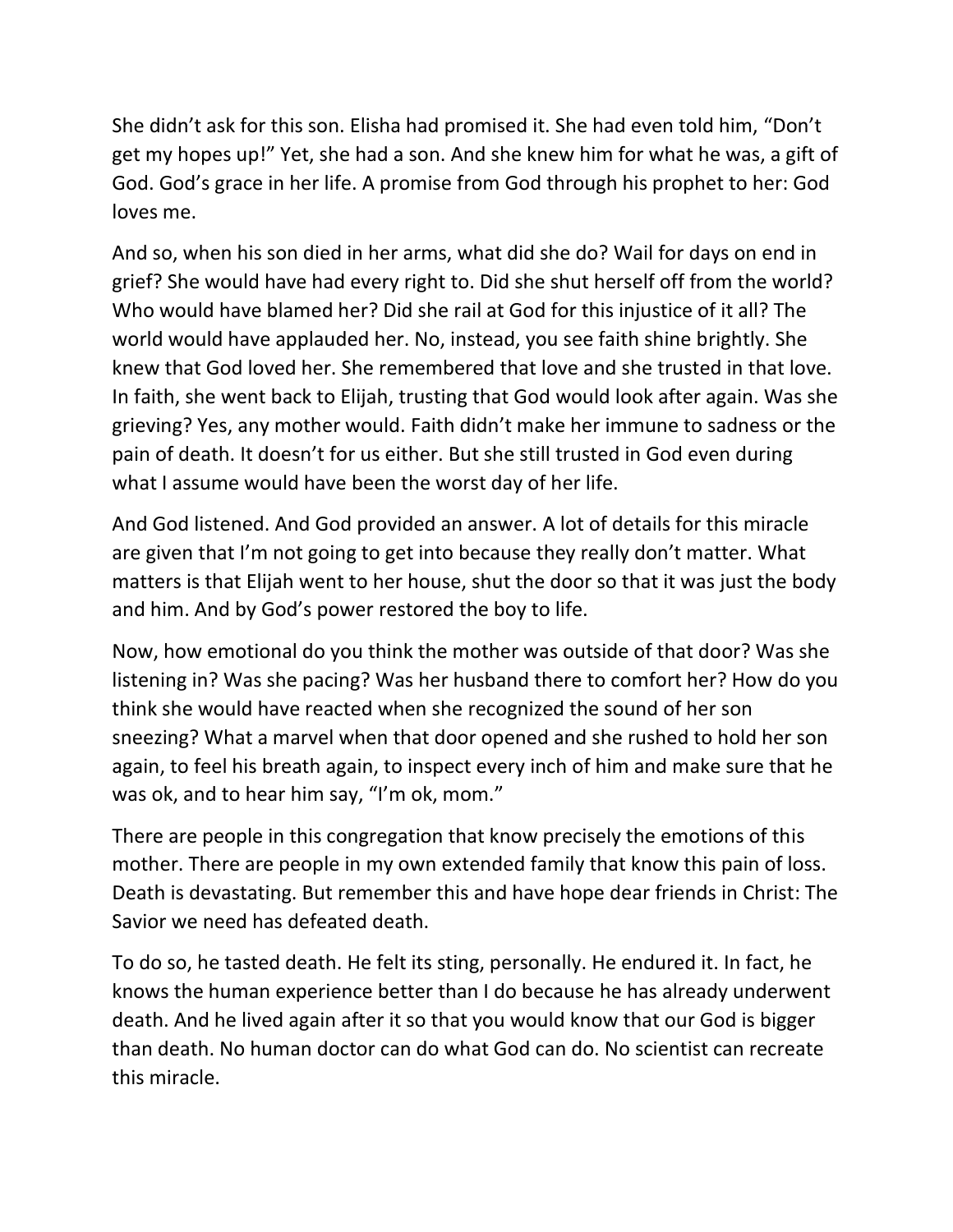She didn’t ask for this son. Elisha had promised it. She had even told him, “Don’t get my hopes up!” Yet, she had a son. And she knew him for what he was, a gift of God. God’s grace in her life. A promise from God through his prophet to her: God loves me.

And so, when his son died in her arms, what did she do? Wail for days on end in grief? She would have had every right to. Did she shut herself off from the world? Who would have blamed her? Did she rail at God for this injustice of it all? The world would have applauded her. No, instead, you see faith shine brightly. She knew that God loved her. She remembered that love and she trusted in that love. In faith, she went back to Elijah, trusting that God would look after again. Was she grieving? Yes, any mother would. Faith didn’t make her immune to sadness or the pain of death. It doesn’t for us either. But she still trusted in God even during what I assume would have been the worst day of her life.

And God listened. And God provided an answer. A lot of details for this miracle are given that I’m not going to get into because they really don’t matter. What matters is that Elijah went to her house, shut the door so that it was just the body and him. And by God’s power restored the boy to life.

Now, how emotional do you think the mother was outside of that door? Was she listening in? Was she pacing? Was her husband there to comfort her? How do you think she would have reacted when she recognized the sound of her son sneezing? What a marvel when that door opened and she rushed to hold her son again, to feel his breath again, to inspect every inch of him and make sure that he was ok, and to hear him say, “I’m ok, mom.”

There are people in this congregation that know precisely the emotions of this mother. There are people in my own extended family that know this pain of loss. Death is devastating. But remember this and have hope dear friends in Christ: The Savior we need has defeated death.

To do so, he tasted death. He felt its sting, personally. He endured it. In fact, he knows the human experience better than I do because he has already underwent death. And he lived again after it so that you would know that our God is bigger than death. No human doctor can do what God can do. No scientist can recreate this miracle.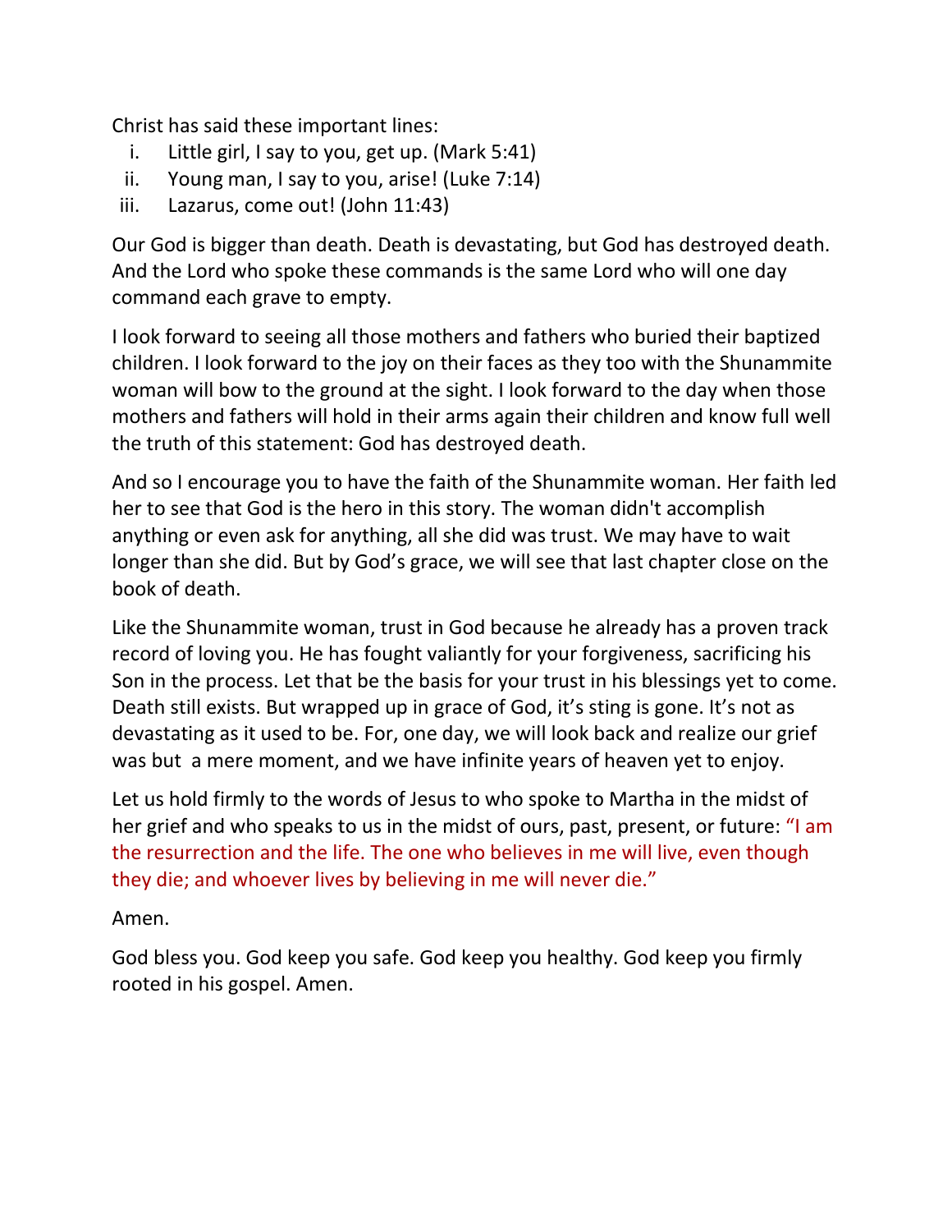Christ has said these important lines:

i. Little girl, I say to you, get up. (Mark 5:41)
ii. Young man, I say to you, arise! (Luke 7:14)
iii. Lazarus, come out! (John 11:43)

Our God is bigger than death. Death is devastating, but God has destroyed death. And the Lord who spoke these commands is the same Lord who will one day command each grave to empty.

I look forward to seeing all those mothers and fathers who buried their baptized children. I look forward to the joy on their faces as they too with the Shunammite woman will bow to the ground at the sight. I look forward to the day when those mothers and fathers will hold in their arms again their children and know full well the truth of this statement: God has destroyed death.

And so I encourage you to have the faith of the Shunammite woman. Her faith led her to see that God is the hero in this story. The woman didn't accomplish anything or even ask for anything, all she did was trust. We may have to wait longer than she did. But by God's grace, we will see that last chapter close on the book of death.

Like the Shunammite woman, trust in God because he already has a proven track record of loving you. He has fought valiantly for your forgiveness, sacrificing his Son in the process. Let that be the basis for your trust in his blessings yet to come. Death still exists. But wrapped up in grace of God, it's sting is gone. It's not as devastating as it used to be. For, one day, we will look back and realize our grief was but a mere moment, and we have infinite years of heaven yet to enjoy.

Let us hold firmly to the words of Jesus to who spoke to Martha in the midst of her grief and who speaks to us in the midst of ours, past, present, or future: "I am the resurrection and the life. The one who believes in me will live, even though they die; and whoever lives by believing in me will never die."

Amen.

God bless you. God keep you safe. God keep you healthy. God keep you firmly rooted in his gospel. Amen.